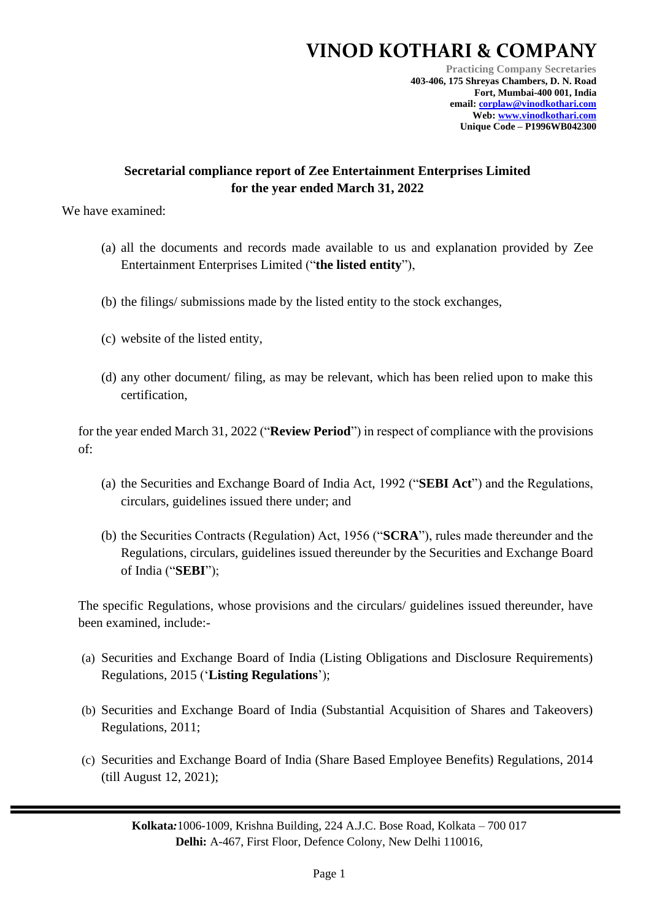# VINOD KOTHARI & COMPANY

**Practicing Company Secretaries**
**403-406, 175 Shreyas Chambers, D. N. Road**
**Fort, Mumbai-400 001, India**
**email: corplaw@vinodkothari.com**
**Web: www.vinodkothari.com**
**Unique Code – P1996WB042300**

## Secretarial compliance report of Zee Entertainment Enterprises Limited for the year ended March 31, 2022

We have examined:

(a) all the documents and records made available to us and explanation provided by Zee Entertainment Enterprises Limited ("**the listed entity**"),

(b) the filings/ submissions made by the listed entity to the stock exchanges,

(c) website of the listed entity,

(d) any other document/ filing, as may be relevant, which has been relied upon to make this certification,

for the year ended March 31, 2022 ("**Review Period**") in respect of compliance with the provisions of:

(a) the Securities and Exchange Board of India Act, 1992 ("**SEBI Act**") and the Regulations, circulars, guidelines issued there under; and

(b) the Securities Contracts (Regulation) Act, 1956 ("**SCRA**"), rules made thereunder and the Regulations, circulars, guidelines issued thereunder by the Securities and Exchange Board of India ("**SEBI**");

The specific Regulations, whose provisions and the circulars/ guidelines issued thereunder, have been examined, include:-

(a) Securities and Exchange Board of India (Listing Obligations and Disclosure Requirements) Regulations, 2015 ('**Listing Regulations**');

(b) Securities and Exchange Board of India (Substantial Acquisition of Shares and Takeovers) Regulations, 2011;

(c) Securities and Exchange Board of India (Share Based Employee Benefits) Regulations, 2014 (till August 12, 2021);

**Kolkata:** 1006-1009, Krishna Building, 224 A.J.C. Bose Road, Kolkata – 700 017
**Delhi:** A-467, First Floor, Defence Colony, New Delhi 110016,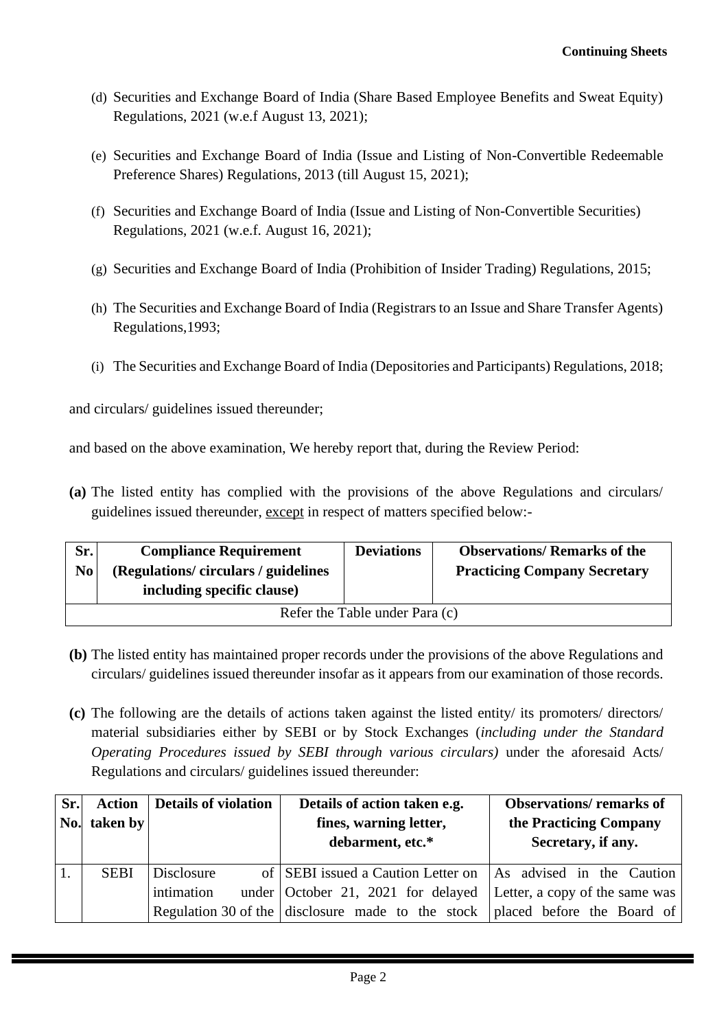(d) Securities and Exchange Board of India (Share Based Employee Benefits and Sweat Equity) Regulations, 2021 (w.e.f August 13, 2021);

(e) Securities and Exchange Board of India (Issue and Listing of Non-Convertible Redeemable Preference Shares) Regulations, 2013 (till August 15, 2021);

(f) Securities and Exchange Board of India (Issue and Listing of Non-Convertible Securities) Regulations, 2021 (w.e.f. August 16, 2021);

(g) Securities and Exchange Board of India (Prohibition of Insider Trading) Regulations, 2015;

(h) The Securities and Exchange Board of India (Registrars to an Issue and Share Transfer Agents) Regulations,1993;

(i) The Securities and Exchange Board of India (Depositories and Participants) Regulations, 2018;

and circulars/ guidelines issued thereunder;

and based on the above examination, We hereby report that, during the Review Period:

**(a)** The listed entity has complied with the provisions of the above Regulations and circulars/ guidelines issued thereunder, except in respect of matters specified below:-

| Sr. No | Compliance Requirement (Regulations/ circulars / guidelines including specific clause) | Deviations | Observations/ Remarks of the Practicing Company Secretary |
|---|---|---|---|
| Refer the Table under Para (c) | | | |

**(b)** The listed entity has maintained proper records under the provisions of the above Regulations and circulars/ guidelines issued thereunder insofar as it appears from our examination of those records.

**(c)** The following are the details of actions taken against the listed entity/ its promoters/ directors/ material subsidiaries either by SEBI or by Stock Exchanges (*including under the Standard Operating Procedures issued by SEBI through various circulars)* under the aforesaid Acts/ Regulations and circulars/ guidelines issued thereunder:

| Sr. No. | Action taken by | Details of violation | Details of action taken e.g. fines, warning letter, debarment, etc.* | Observations/ remarks of the Practicing Company Secretary, if any. |
|---|---|---|---|---|
| 1. | SEBI | Disclosure of intimation under Regulation 30 of the | SEBI issued a Caution Letter on October 21, 2021 for delayed disclosure made to the stock | As advised in the Caution Letter, a copy of the same was placed before the Board of |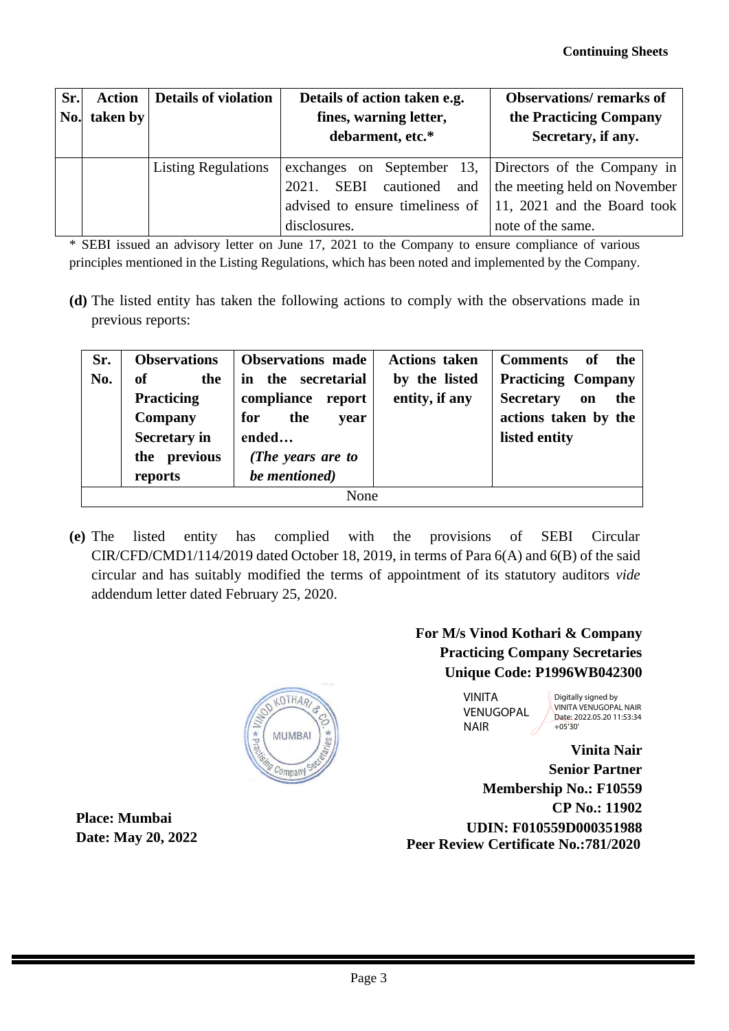**Continuing Sheets**

| Sr. No. | Action taken by | Details of violation | Details of action taken e.g. fines, warning letter, debarment, etc.* | Observations/ remarks of the Practicing Company Secretary, if any. |
|---|---|---|---|---|
| | | Listing Regulations | exchanges on September 13, 2021. SEBI cautioned and advised to ensure timeliness of disclosures. | Directors of the Company in the meeting held on November 11, 2021 and the Board took note of the same. |

* SEBI issued an advisory letter on June 17, 2021 to the Company to ensure compliance of various principles mentioned in the Listing Regulations, which has been noted and implemented by the Company.

**(d)** The listed entity has taken the following actions to comply with the observations made in previous reports:

| Sr. No. | Observations of the Practicing Company Secretary in the previous reports | Observations made in the secretarial compliance report for the year ended… *(The years are to be mentioned)* | Actions taken by the listed entity, if any | Comments of the Practicing Company Secretary on the actions taken by the listed entity |
|---|---|---|---|---|
| None | | | | |

**(e)** The listed entity has complied with the provisions of SEBI Circular CIR/CFD/CMD1/114/2019 dated October 18, 2019, in terms of Para 6(A) and 6(B) of the said circular and has suitably modified the terms of appointment of its statutory auditors *vide* addendum letter dated February 25, 2020.

**For M/s Vinod Kothari & Company**
**Practicing Company Secretaries**
**Unique Code: P1996WB042300**

VINITA VENUGOPAL NAIR
Digitally signed by VINITA VENUGOPAL NAIR
Date: 2022.05.20 11:53:34 +05'30'

**Vinita Nair**
**Senior Partner**
**Membership No.: F10559**
**CP No.: 11902**
**UDIN: F010559D000351988**
**Peer Review Certificate No.:781/2020**

**Place: Mumbai**
**Date: May 20, 2022**